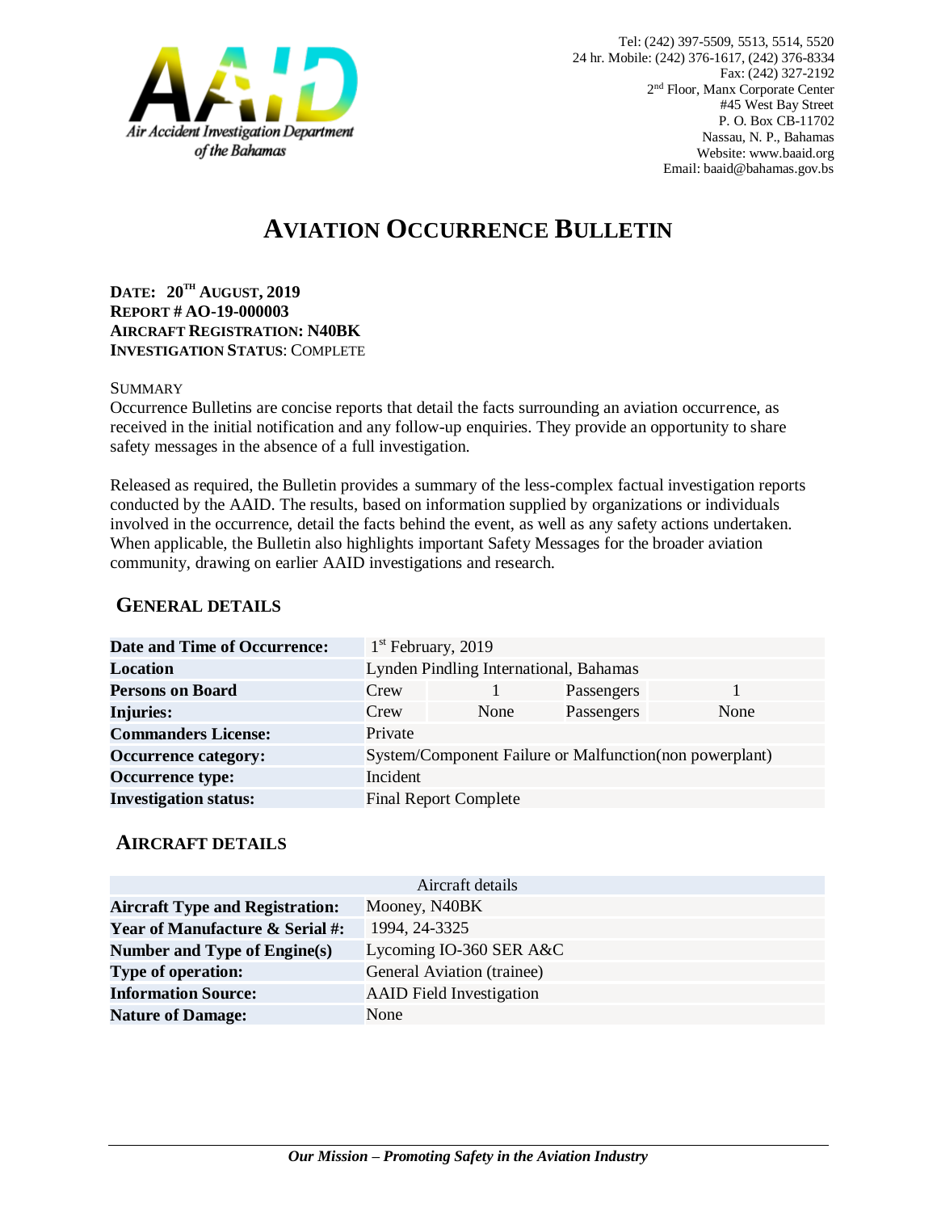Air Accident Investigation Department of the Bahamas

Tel: (242) 397-5509, 5513, 5514, 5520
24 hr. Mobile: (242) 376-1617, (242) 376-8334
Fax: (242) 327-2192
2nd Floor, Manx Corporate Center
#45 West Bay Street
P. O. Box CB-11702
Nassau, N. P., Bahamas
Website: www.baaid.org
Email: baaid@bahamas.gov.bs

# AVIATION OCCURRENCE BULLETIN

**DATE: 20TH AUGUST, 2019**
**REPORT # AO-19-000003**
**AIRCRAFT REGISTRATION: N40BK**
**INVESTIGATION STATUS**: COMPLETE

SUMMARY

Occurrence Bulletins are concise reports that detail the facts surrounding an aviation occurrence, as received in the initial notification and any follow-up enquiries. They provide an opportunity to share safety messages in the absence of a full investigation.

Released as required, the Bulletin provides a summary of the less-complex factual investigation reports conducted by the AAID. The results, based on information supplied by organizations or individuals involved in the occurrence, detail the facts behind the event, as well as any safety actions undertaken. When applicable, the Bulletin also highlights important Safety Messages for the broader aviation community, drawing on earlier AAID investigations and research.

## GENERAL DETAILS

| | | | | |
|---|---|---|---|---|
| **Date and Time of Occurrence:** | 1st February, 2019 | | | |
| **Location** | Lynden Pindling International, Bahamas | | | |
| **Persons on Board** | Crew | 1 | Passengers | 1 |
| **Injuries:** | Crew | None | Passengers | None |
| **Commanders License:** | Private | | | |
| **Occurrence category:** | System/Component Failure or Malfunction(non powerplant) | | | |
| **Occurrence type:** | Incident | | | |
| **Investigation status:** | Final Report Complete | | | |

## AIRCRAFT DETAILS

| Aircraft details | |
|---|---|
| **Aircraft Type and Registration:** | Mooney, N40BK |
| **Year of Manufacture & Serial #:** | 1994, 24-3325 |
| **Number and Type of Engine(s)** | Lycoming IO-360 SER A&C |
| **Type of operation:** | General Aviation (trainee) |
| **Information Source:** | AAID Field Investigation |
| **Nature of Damage:** | None |

*Our Mission – Promoting Safety in the Aviation Industry*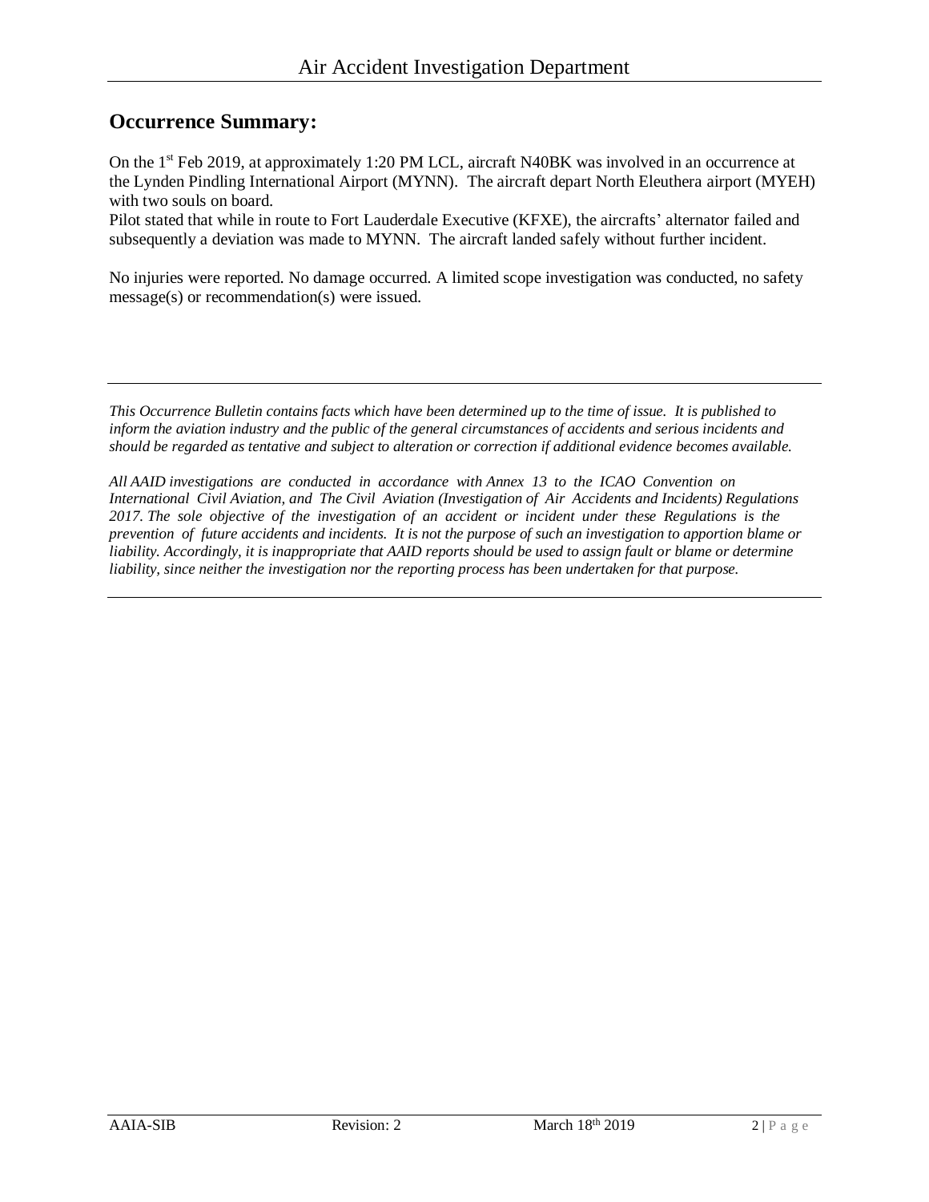## Occurrence Summary:

On the 1st Feb 2019, at approximately 1:20 PM LCL, aircraft N40BK was involved in an occurrence at the Lynden Pindling International Airport (MYNN). The aircraft depart North Eleuthera airport (MYEH) with two souls on board.
Pilot stated that while in route to Fort Lauderdale Executive (KFXE), the aircrafts' alternator failed and subsequently a deviation was made to MYNN. The aircraft landed safely without further incident.

No injuries were reported. No damage occurred. A limited scope investigation was conducted, no safety message(s) or recommendation(s) were issued.

---

*This Occurrence Bulletin contains facts which have been determined up to the time of issue. It is published to inform the aviation industry and the public of the general circumstances of accidents and serious incidents and should be regarded as tentative and subject to alteration or correction if additional evidence becomes available.*

*All AAID investigations are conducted in accordance with Annex 13 to the ICAO Convention on International Civil Aviation, and The Civil Aviation (Investigation of Air Accidents and Incidents) Regulations 2017. The sole objective of the investigation of an accident or incident under these Regulations is the prevention of future accidents and incidents. It is not the purpose of such an investigation to apportion blame or liability. Accordingly, it is inappropriate that AAID reports should be used to assign fault or blame or determine liability, since neither the investigation nor the reporting process has been undertaken for that purpose.*

---